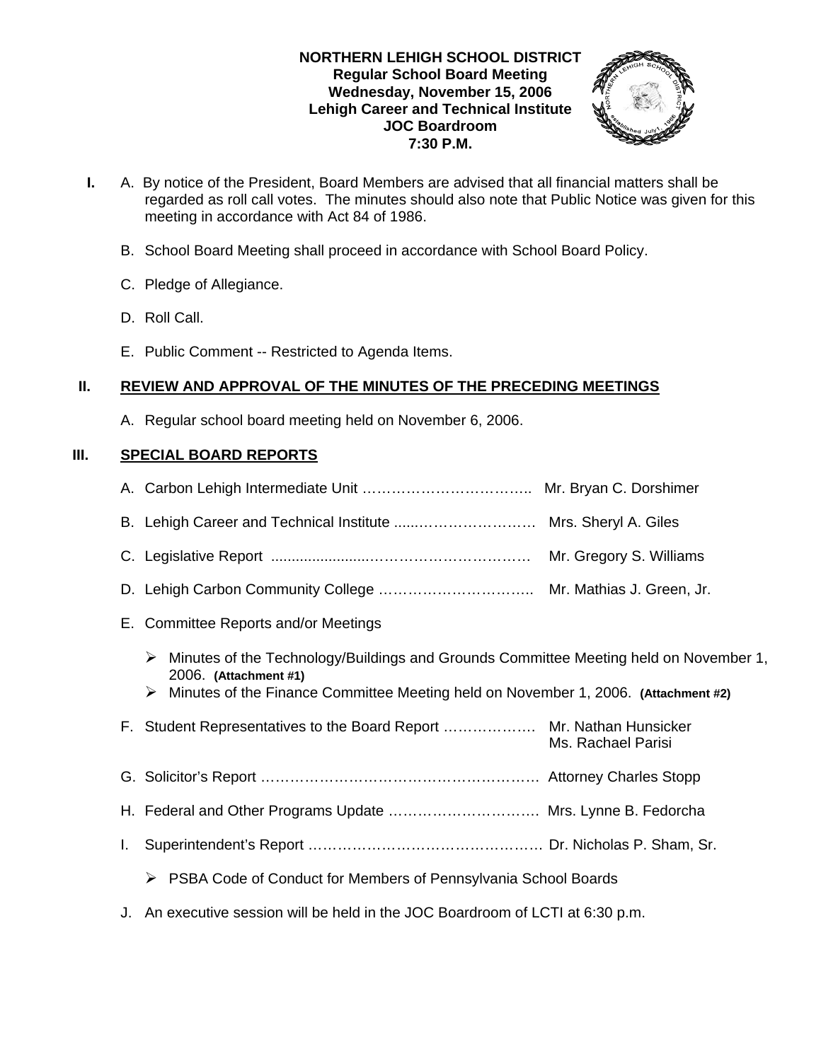**NORTHERN LEHIGH SCHOOL DISTRICT**
**Regular School Board Meeting**
**Wednesday, November 15, 2006**
**Lehigh Career and Technical Institute**
**JOC Boardroom**
**7:30 P.M.**

**I.** A. By notice of the President, Board Members are advised that all financial matters shall be regarded as roll call votes. The minutes should also note that Public Notice was given for this meeting in accordance with Act 84 of 1986.

B. School Board Meeting shall proceed in accordance with School Board Policy.

C. Pledge of Allegiance.

D. Roll Call.

E. Public Comment -- Restricted to Agenda Items.

## II. REVIEW AND APPROVAL OF THE MINUTES OF THE PRECEDING MEETINGS

A. Regular school board meeting held on November 6, 2006.

## III. SPECIAL BOARD REPORTS

A. Carbon Lehigh Intermediate Unit …………………………….. Mr. Bryan C. Dorshimer

B. Lehigh Career and Technical Institute ......…………………… Mrs. Sheryl A. Giles

C. Legislative Report .......................…………………………… Mr. Gregory S. Williams

D. Lehigh Carbon Community College ………………………….. Mr. Mathias J. Green, Jr.

E. Committee Reports and/or Meetings

- Minutes of the Technology/Buildings and Grounds Committee Meeting held on November 1, 2006. **(Attachment #1)**
- Minutes of the Finance Committee Meeting held on November 1, 2006. **(Attachment #2)**

F. Student Representatives to the Board Report ………………. Mr. Nathan Hunsicker
Ms. Rachael Parisi

G. Solicitor's Report …………………………………………………. Attorney Charles Stopp

H. Federal and Other Programs Update …………………………. Mrs. Lynne B. Fedorcha

I. Superintendent's Report …………………………………………. Dr. Nicholas P. Sham, Sr.

- PSBA Code of Conduct for Members of Pennsylvania School Boards

J. An executive session will be held in the JOC Boardroom of LCTI at 6:30 p.m.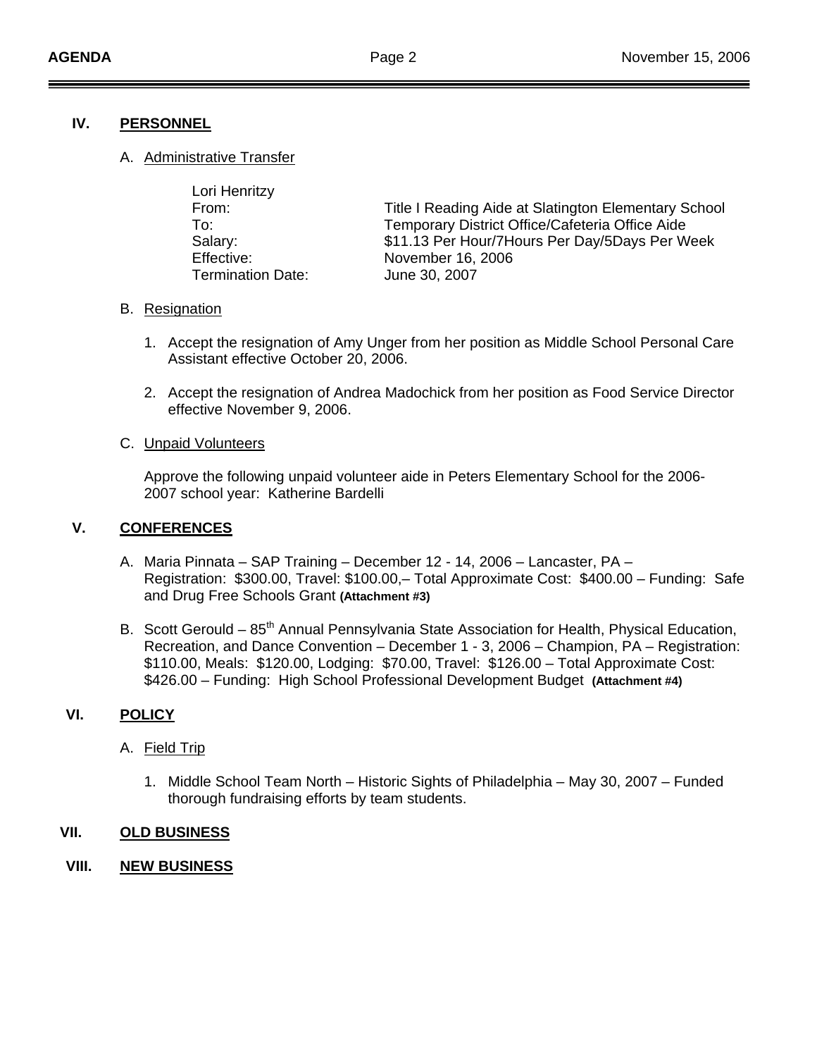## IV. PERSONNEL

A. Administrative Transfer

Lori Henritzy

| | |
|---|---|
| From: | Title I Reading Aide at Slatington Elementary School |
| To: | Temporary District Office/Cafeteria Office Aide |
| Salary: | $11.13 Per Hour/7Hours Per Day/5Days Per Week |
| Effective: | November 16, 2006 |
| Termination Date: | June 30, 2007 |

B. Resignation

1. Accept the resignation of Amy Unger from her position as Middle School Personal Care Assistant effective October 20, 2006.

2. Accept the resignation of Andrea Madochick from her position as Food Service Director effective November 9, 2006.

C. Unpaid Volunteers

Approve the following unpaid volunteer aide in Peters Elementary School for the 2006-2007 school year: Katherine Bardelli

## V. CONFERENCES

A. Maria Pinnata – SAP Training – December 12 - 14, 2006 – Lancaster, PA – Registration: $300.00, Travel: $100.00,– Total Approximate Cost: $400.00 – Funding: Safe and Drug Free Schools Grant **(Attachment #3)**

B. Scott Gerould – 85th Annual Pennsylvania State Association for Health, Physical Education, Recreation, and Dance Convention – December 1 - 3, 2006 – Champion, PA – Registration: $110.00, Meals: $120.00, Lodging: $70.00, Travel: $126.00 – Total Approximate Cost: $426.00 – Funding: High School Professional Development Budget **(Attachment #4)**

## VI. POLICY

A. Field Trip

1. Middle School Team North – Historic Sights of Philadelphia – May 30, 2007 – Funded thorough fundraising efforts by team students.

## VII. OLD BUSINESS

## VIII. NEW BUSINESS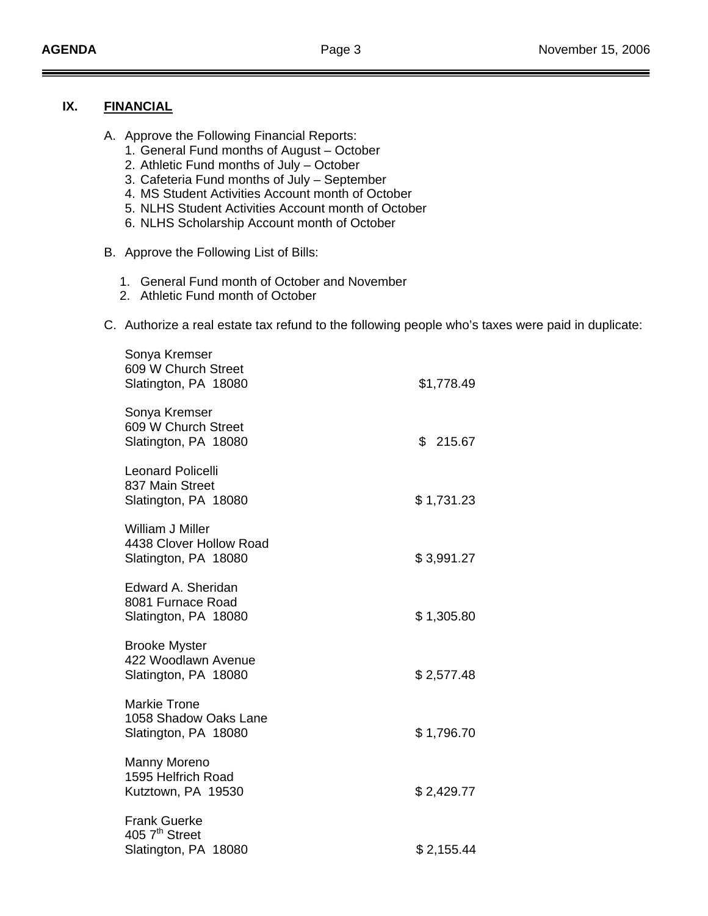## IX. FINANCIAL

A. Approve the Following Financial Reports:
   1. General Fund months of August – October
   2. Athletic Fund months of July – October
   3. Cafeteria Fund months of July – September
   4. MS Student Activities Account month of October
   5. NLHS Student Activities Account month of October
   6. NLHS Scholarship Account month of October

B. Approve the Following List of Bills:

   1. General Fund month of October and November
   2. Athletic Fund month of October

C. Authorize a real estate tax refund to the following people who's taxes were paid in duplicate:

| Name / Address | Amount |
|---|---|
| Sonya Kremser<br>609 W Church Street<br>Slatington, PA 18080 | $1,778.49 |
| Sonya Kremser<br>609 W Church Street<br>Slatington, PA 18080 | $ 215.67 |
| Leonard Policelli<br>837 Main Street<br>Slatington, PA 18080 | $ 1,731.23 |
| William J Miller<br>4438 Clover Hollow Road<br>Slatington, PA 18080 | $ 3,991.27 |
| Edward A. Sheridan<br>8081 Furnace Road<br>Slatington, PA 18080 | $ 1,305.80 |
| Brooke Myster<br>422 Woodlawn Avenue<br>Slatington, PA 18080 | $ 2,577.48 |
| Markie Trone<br>1058 Shadow Oaks Lane<br>Slatington, PA 18080 | $ 1,796.70 |
| Manny Moreno<br>1595 Helfrich Road<br>Kutztown, PA 19530 | $ 2,429.77 |
| Frank Guerke<br>405 7th Street<br>Slatington, PA 18080 | $ 2,155.44 |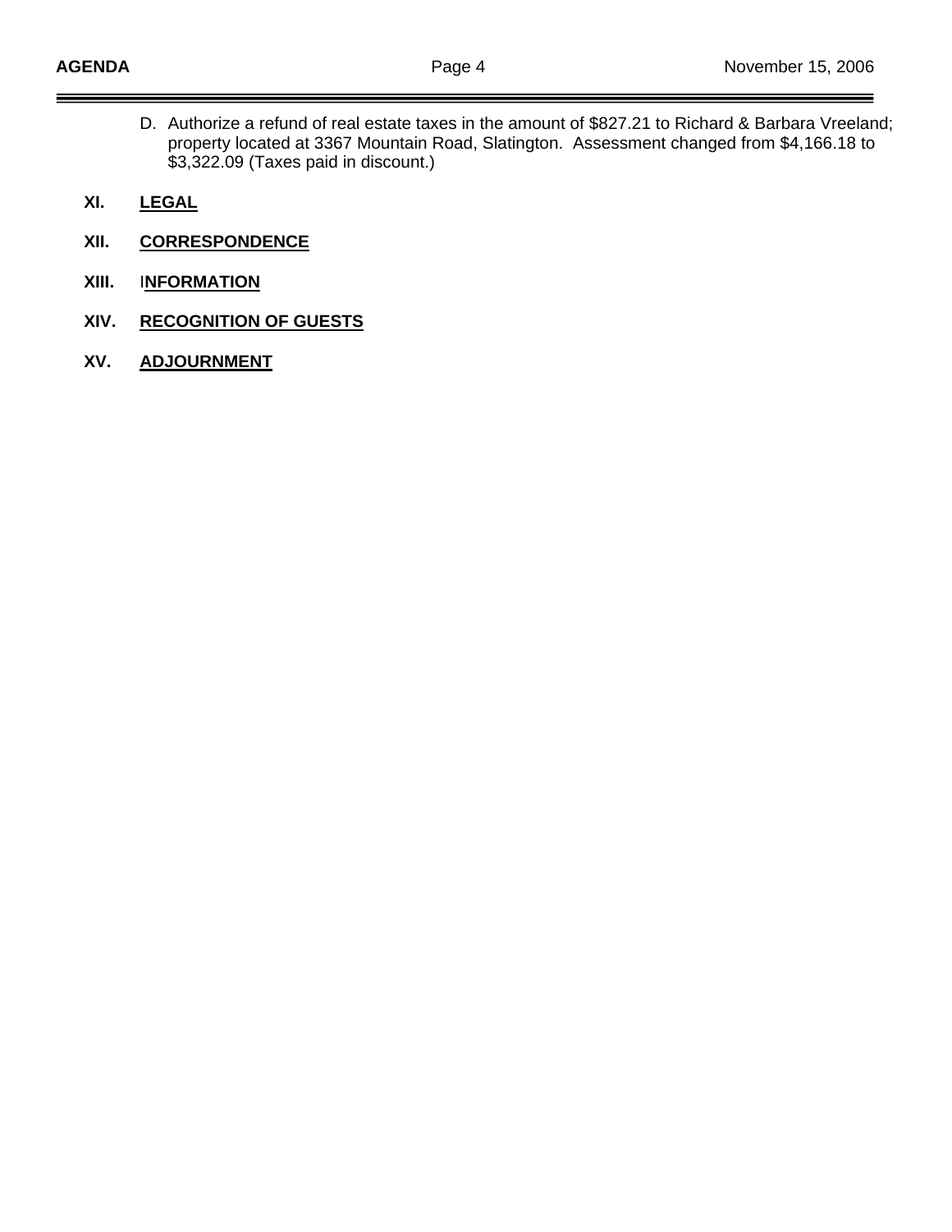D. Authorize a refund of real estate taxes in the amount of $827.21 to Richard & Barbara Vreeland; property located at 3367 Mountain Road, Slatington. Assessment changed from $4,166.18 to $3,322.09 (Taxes paid in discount.)

**XI. LEGAL**

**XII. CORRESPONDENCE**

**XIII. INFORMATION**

**XIV. RECOGNITION OF GUESTS**

**XV. ADJOURNMENT**